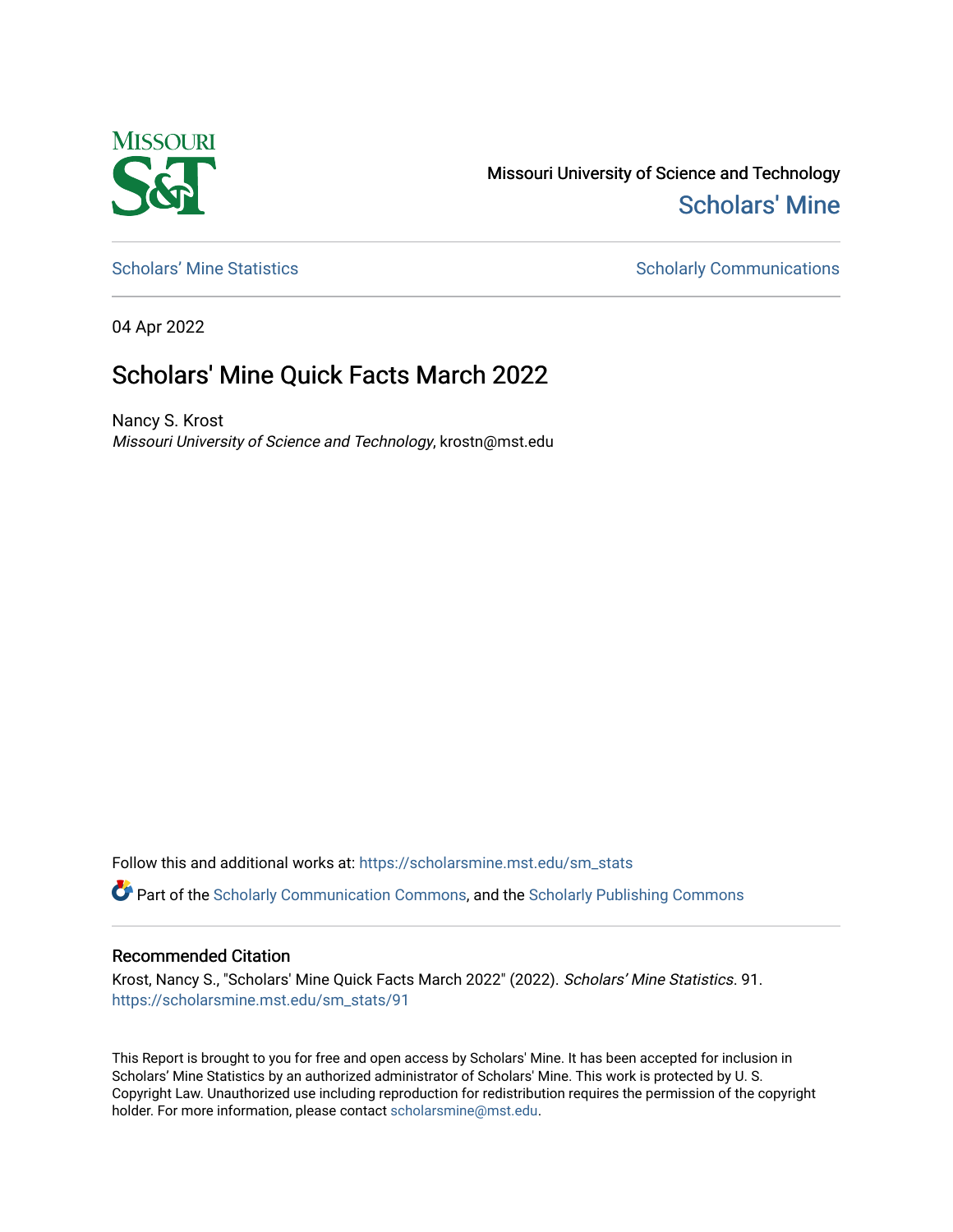Missouri University of Science and Technology

Scholars' Mine

Scholars' Mine Statistics

Scholarly Communications

04 Apr 2022

# Scholars' Mine Quick Facts March 2022

Nancy S. Krost
*Missouri University of Science and Technology*, krostn@mst.edu

Follow this and additional works at: https://scholarsmine.mst.edu/sm_stats

Part of the Scholarly Communication Commons, and the Scholarly Publishing Commons

## Recommended Citation

Krost, Nancy S., "Scholars' Mine Quick Facts March 2022" (2022). *Scholars' Mine Statistics*. 91.
https://scholarsmine.mst.edu/sm_stats/91

This Report is brought to you for free and open access by Scholars' Mine. It has been accepted for inclusion in Scholars' Mine Statistics by an authorized administrator of Scholars' Mine. This work is protected by U. S. Copyright Law. Unauthorized use including reproduction for redistribution requires the permission of the copyright holder. For more information, please contact scholarsmine@mst.edu.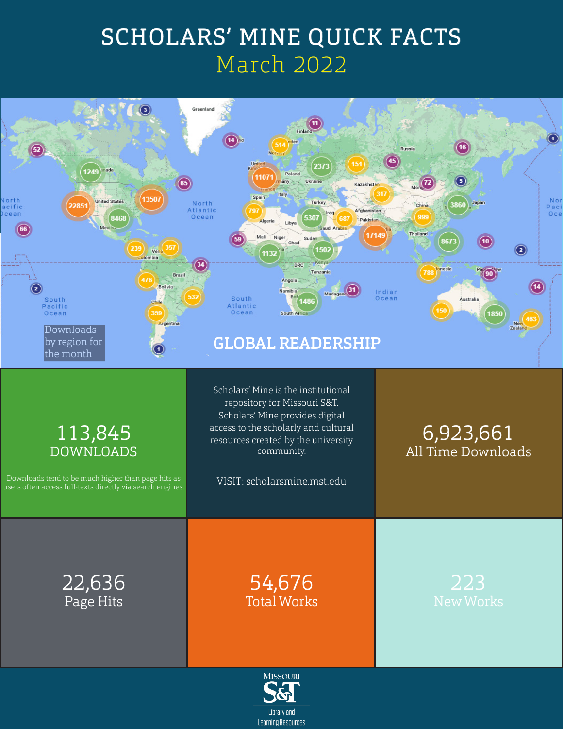# SCHOLARS' MINE QUICK FACTS

## March 2022

Downloads by region for the month

GLOBAL READERSHIP

113,845
DOWNLOADS

Downloads tend to be much higher than page hits as users often access full-texts directly via search engines.

Scholars' Mine is the institutional repository for Missouri S&T. Scholars' Mine provides digital access to the scholarly and cultural resources created by the university community.

VISIT: scholarsmine.mst.edu

6,923,661
All Time Downloads

22,636
Page Hits

54,676
Total Works

223
New Works

Missouri S&T
Library and Learning Resources